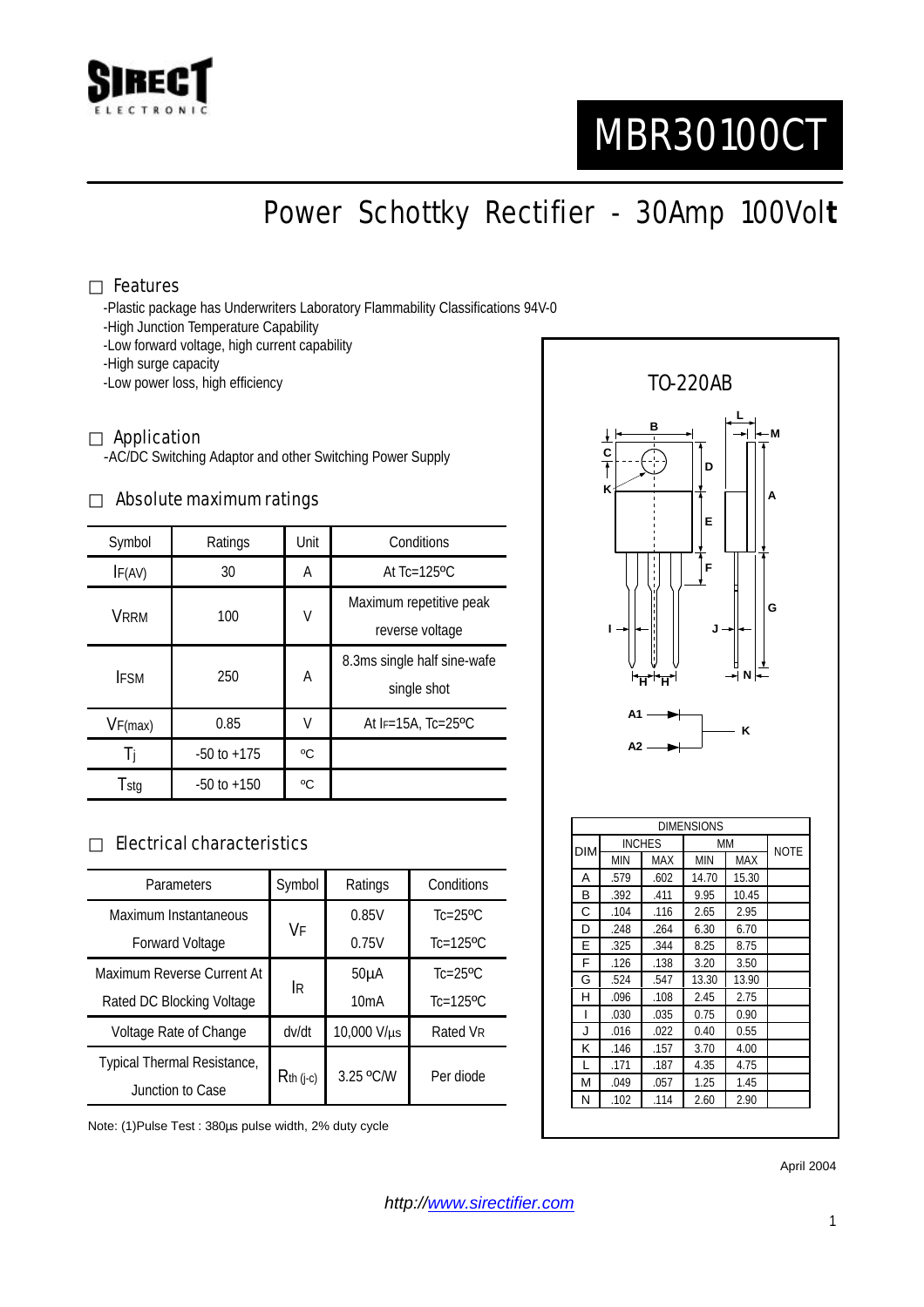# MBR30100CT

## Power Schottky Rectifier - 30Amp 100Volt

### Features

- -Plastic package has Underwriters Laboratory Flammability Classifications 94V-0
- -High Junction Temperature Capability
- -Low forward voltage, high current capability
- -High surge capacity
- -Low power loss, high efficiency

### Application

-AC/DC Switching Adaptor and other Switching Power Supply

### Absolute maximum ratings

| Symbol | Ratings | Unit | Conditions |
|---|---|---|---|
| $I_{F(AV)}$ | 30 | A | At Tc=125ºC |
| $V_{RRM}$ | 100 | V | Maximum repetitive peak reverse voltage |
| $I_{FSM}$ | 250 | A | 8.3ms single half sine-wafe single shot |
| $V_{F(max)}$ | 0.85 | V | At $I_F$=15A, Tc=25ºC |
| $T_j$ | -50 to +175 | ºC | |
| $T_{stg}$ | -50 to +150 | ºC | |

### Electrical characteristics

| Parameters | Symbol | Ratings | Conditions |
|---|---|---|---|
| Maximum Instantaneous Forward Voltage | $V_F$ | 0.85V | Tc=25ºC |
| | | 0.75V | Tc=125ºC |
| Maximum Reverse Current At Rated DC Blocking Voltage | $I_R$ | 50µA | Tc=25ºC |
| | | 10mA | Tc=125ºC |
| Voltage Rate of Change | dv/dt | 10,000 V/µs | Rated $V_R$ |
| Typical Thermal Resistance, Junction to Case | $R_{th\ (j-c)}$ | 3.25 ºC/W | Per diode |

Note: (1)Pulse Test : 380µs pulse width, 2% duty cycle

TO-220AB

A1 → K
A2 → K

| DIM | INCHES | | MM | | NOTE |
|---|---|---|---|---|---|
| | MIN | MAX | MIN | MAX | |
| A | .579 | .602 | 14.70 | 15.30 | |
| B | .392 | .411 | 9.95 | 10.45 | |
| C | .104 | .116 | 2.65 | 2.95 | |
| D | .248 | .264 | 6.30 | 6.70 | |
| E | .325 | .344 | 8.25 | 8.75 | |
| F | .126 | .138 | 3.20 | 3.50 | |
| G | .524 | .547 | 13.30 | 13.90 | |
| H | .096 | .108 | 2.45 | 2.75 | |
| I | .030 | .035 | 0.75 | 0.90 | |
| J | .016 | .022 | 0.40 | 0.55 | |
| K | .146 | .157 | 3.70 | 4.00 | |
| L | .171 | .187 | 4.35 | 4.75 | |
| M | .049 | .057 | 1.25 | 1.45 | |
| N | .102 | .114 | 2.60 | 2.90 | |

April 2004

http://www.sirectifier.com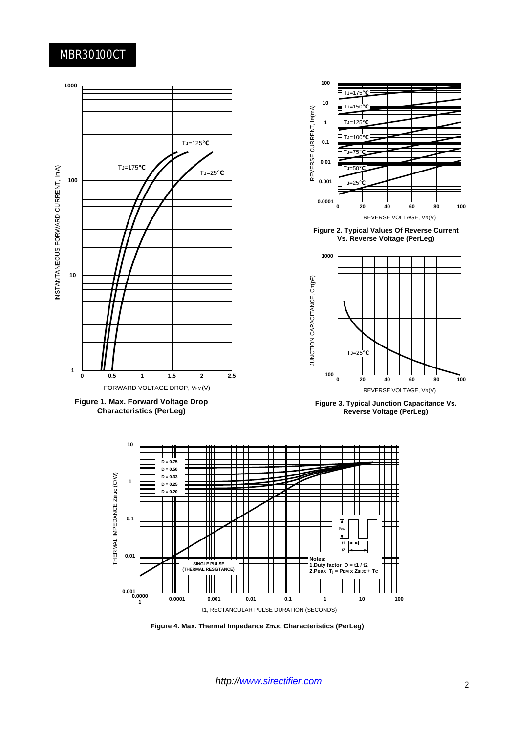# MBR30100CT

Figure 1. Max. Forward Voltage Drop Characteristics (PerLeg)

Figure 2. Typical Values Of Reverse Current Vs. Reverse Voltage (PerLeg)

Figure 3. Typical Junction Capacitance Vs. Reverse Voltage (PerLeg)

Figure 4. Max. Thermal Impedance $Z_{thJC}$ Characteristics (PerLeg)

http://www.sirectifier.com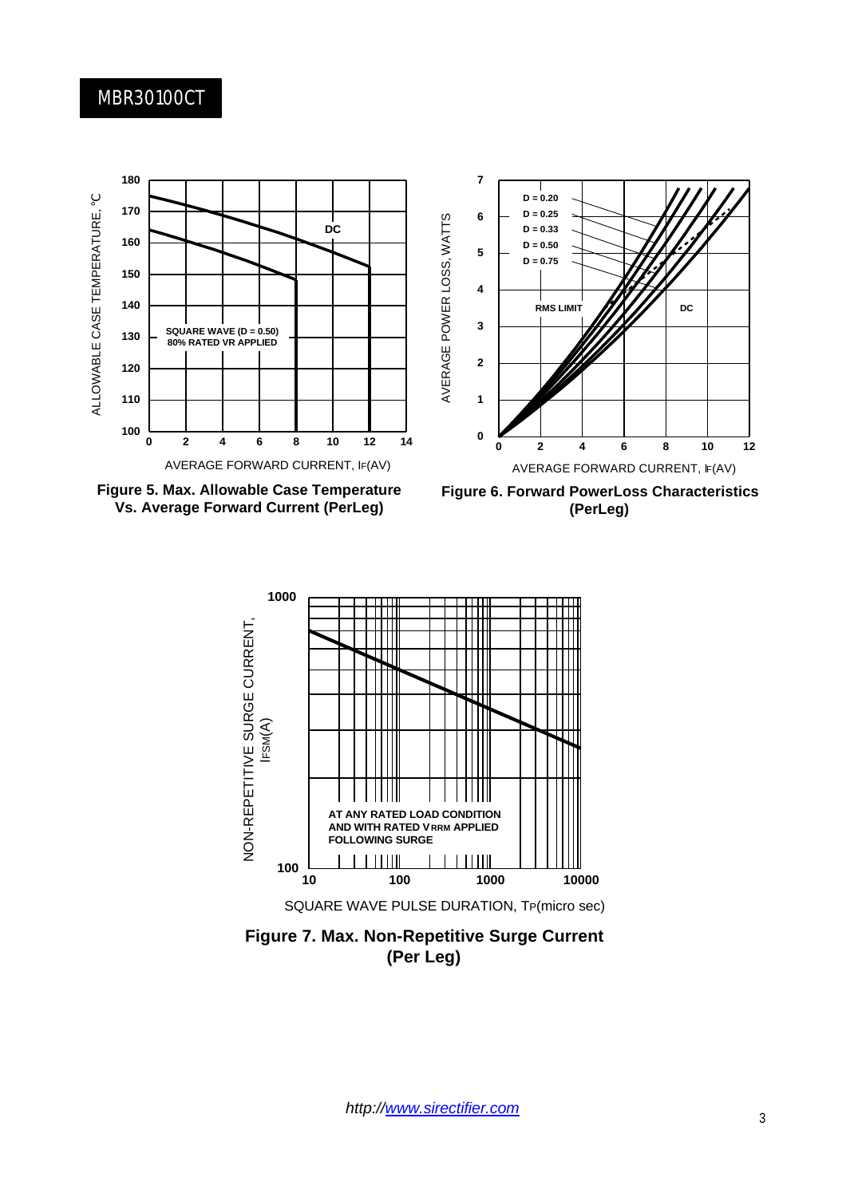ALLOWABLE CASE TEMPERATURE, °C

180
170
160
150
140
130
120
110
100

0 2 4 6 8 10 12 14

DC

SQUARE WAVE (D = 0.50)
80% RATED VR APPLIED

AVERAGE FORWARD CURRENT, IF(AV)

**Figure 5. Max. Allowable Case Temperature Vs. Average Forward Current (PerLeg)**

AVERAGE POWER LOSS, WATTS

7
6
5
4
3
2
1
0

0 2 4 6 8 10 12

D = 0.20
D = 0.25
D = 0.33
D = 0.50
D = 0.75

RMS LIMIT

DC

AVERAGE FORWARD CURRENT, IF(AV)

**Figure 6. Forward PowerLoss Characteristics (PerLeg)**

NON-REPETITIVE SURGE CURRENT, IFSM(A)

1000
100

10 100 1000 10000

AT ANY RATED LOAD CONDITION
AND WITH RATED VRRM APPLIED
FOLLOWING SURGE

SQUARE WAVE PULSE DURATION, TP(micro sec)

**Figure 7. Max. Non-Repetitive Surge Current (Per Leg)**

*http://www.sirectifier.com*